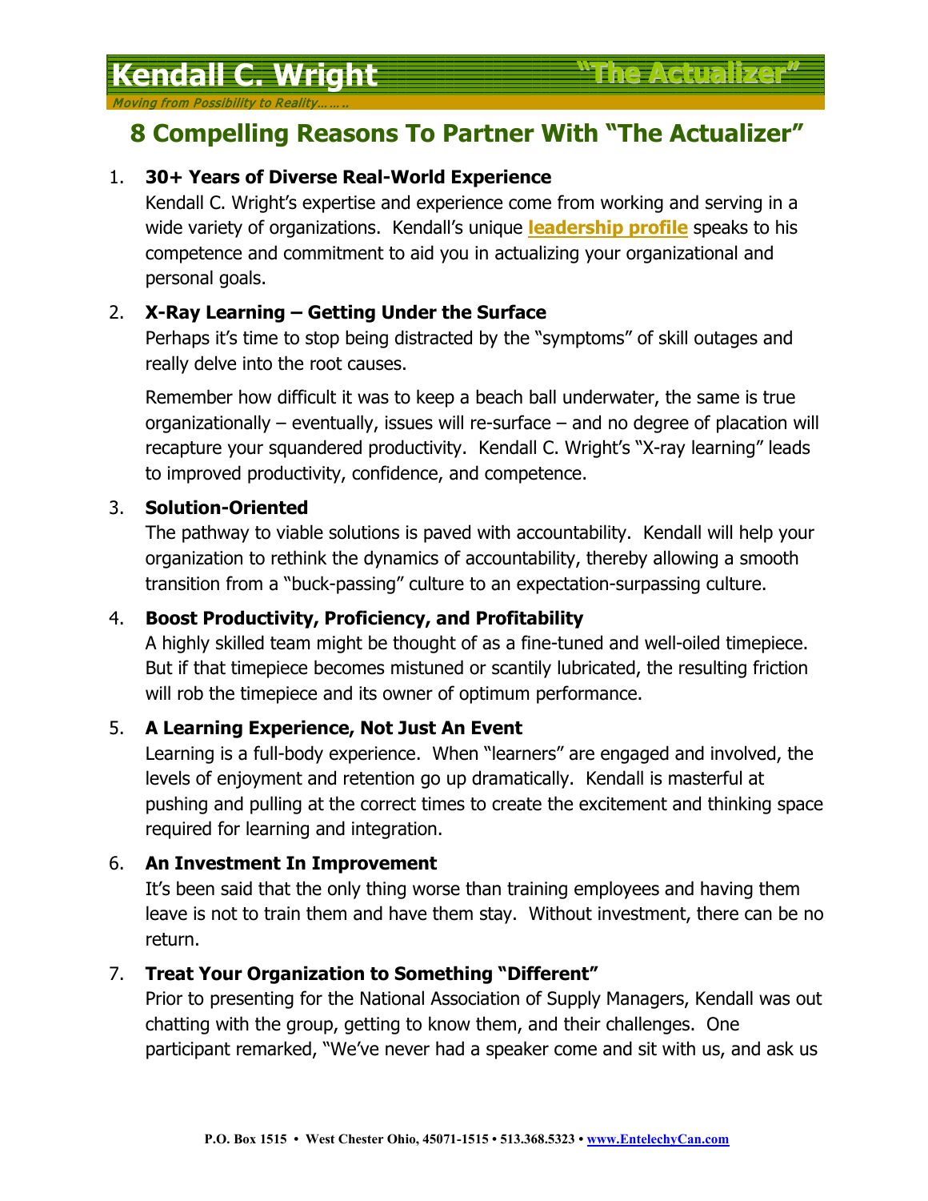# Kendall C. Wright "The Actualizer"

*Moving from Possibility to Reality……*

## 8 Compelling Reasons To Partner With "The Actualizer"

1. **30+ Years of Diverse Real-World Experience**
   Kendall C. Wright's expertise and experience come from working and serving in a wide variety of organizations. Kendall's unique **leadership profile** speaks to his competence and commitment to aid you in actualizing your organizational and personal goals.

2. **X-Ray Learning – Getting Under the Surface**
   Perhaps it's time to stop being distracted by the "symptoms" of skill outages and really delve into the root causes.

   Remember how difficult it was to keep a beach ball underwater, the same is true organizationally – eventually, issues will re-surface – and no degree of placation will recapture your squandered productivity. Kendall C. Wright's "X-ray learning" leads to improved productivity, confidence, and competence.

3. **Solution-Oriented**
   The pathway to viable solutions is paved with accountability. Kendall will help your organization to rethink the dynamics of accountability, thereby allowing a smooth transition from a "buck-passing" culture to an expectation-surpassing culture.

4. **Boost Productivity, Proficiency, and Profitability**
   A highly skilled team might be thought of as a fine-tuned and well-oiled timepiece. But if that timepiece becomes mistuned or scantily lubricated, the resulting friction will rob the timepiece and its owner of optimum performance.

5. **A Learning Experience, Not Just An Event**
   Learning is a full-body experience. When "learners" are engaged and involved, the levels of enjoyment and retention go up dramatically. Kendall is masterful at pushing and pulling at the correct times to create the excitement and thinking space required for learning and integration.

6. **An Investment In Improvement**
   It's been said that the only thing worse than training employees and having them leave is not to train them and have them stay. Without investment, there can be no return.

7. **Treat Your Organization to Something "Different"**
   Prior to presenting for the National Association of Supply Managers, Kendall was out chatting with the group, getting to know them, and their challenges. One participant remarked, "We've never had a speaker come and sit with us, and ask us

P.O. Box 1515 • West Chester Ohio, 45071-1515 • 513.368.5323 • www.EntelechyCan.com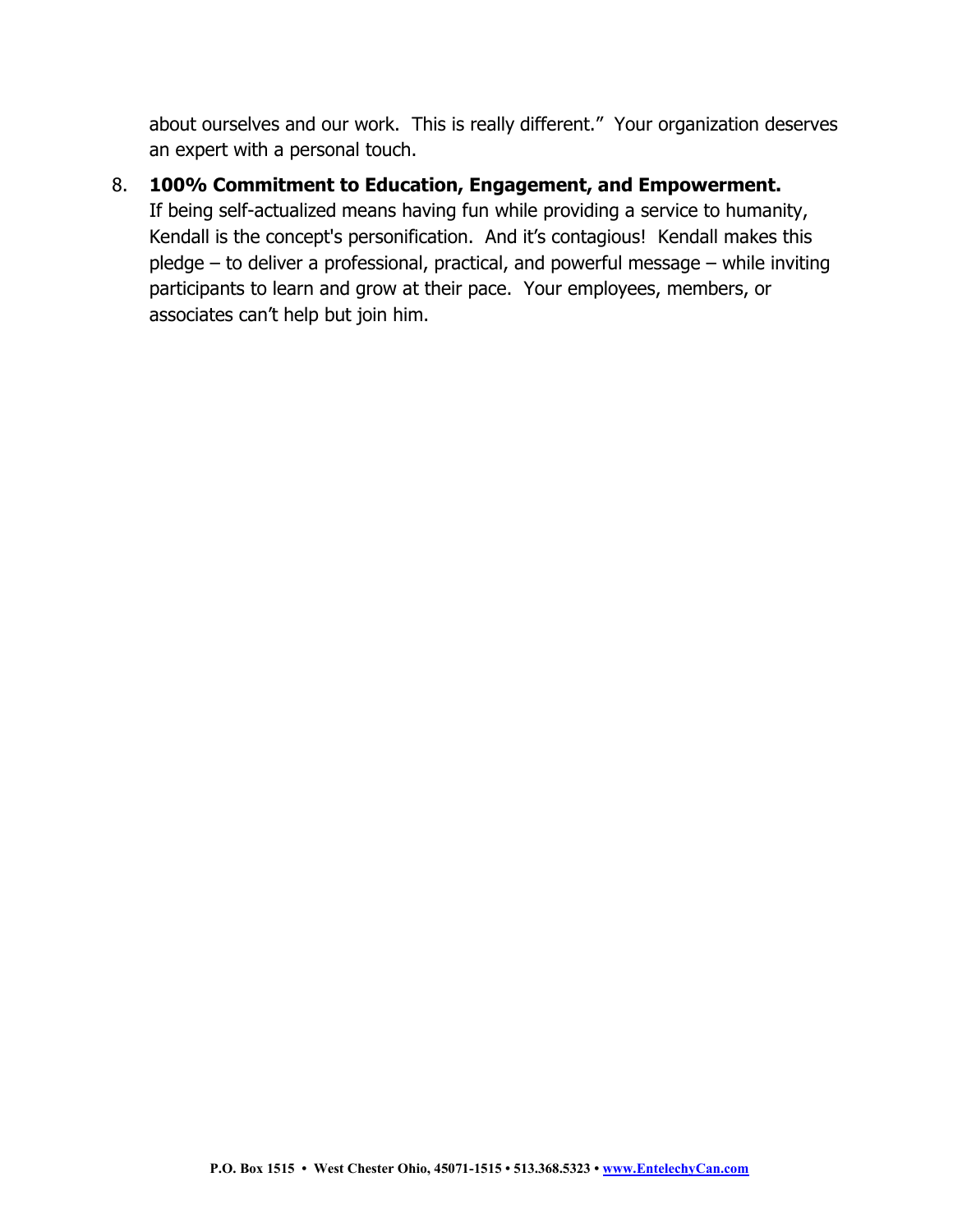about ourselves and our work. This is really different." Your organization deserves an expert with a personal touch.

8. **100% Commitment to Education, Engagement, and Empowerment.**
   If being self-actualized means having fun while providing a service to humanity, Kendall is the concept's personification. And it's contagious! Kendall makes this pledge – to deliver a professional, practical, and powerful message – while inviting participants to learn and grow at their pace. Your employees, members, or associates can't help but join him.

**P.O. Box 1515 • West Chester Ohio, 45071-1515 • 513.368.5323 • www.EntelechyCan.com**